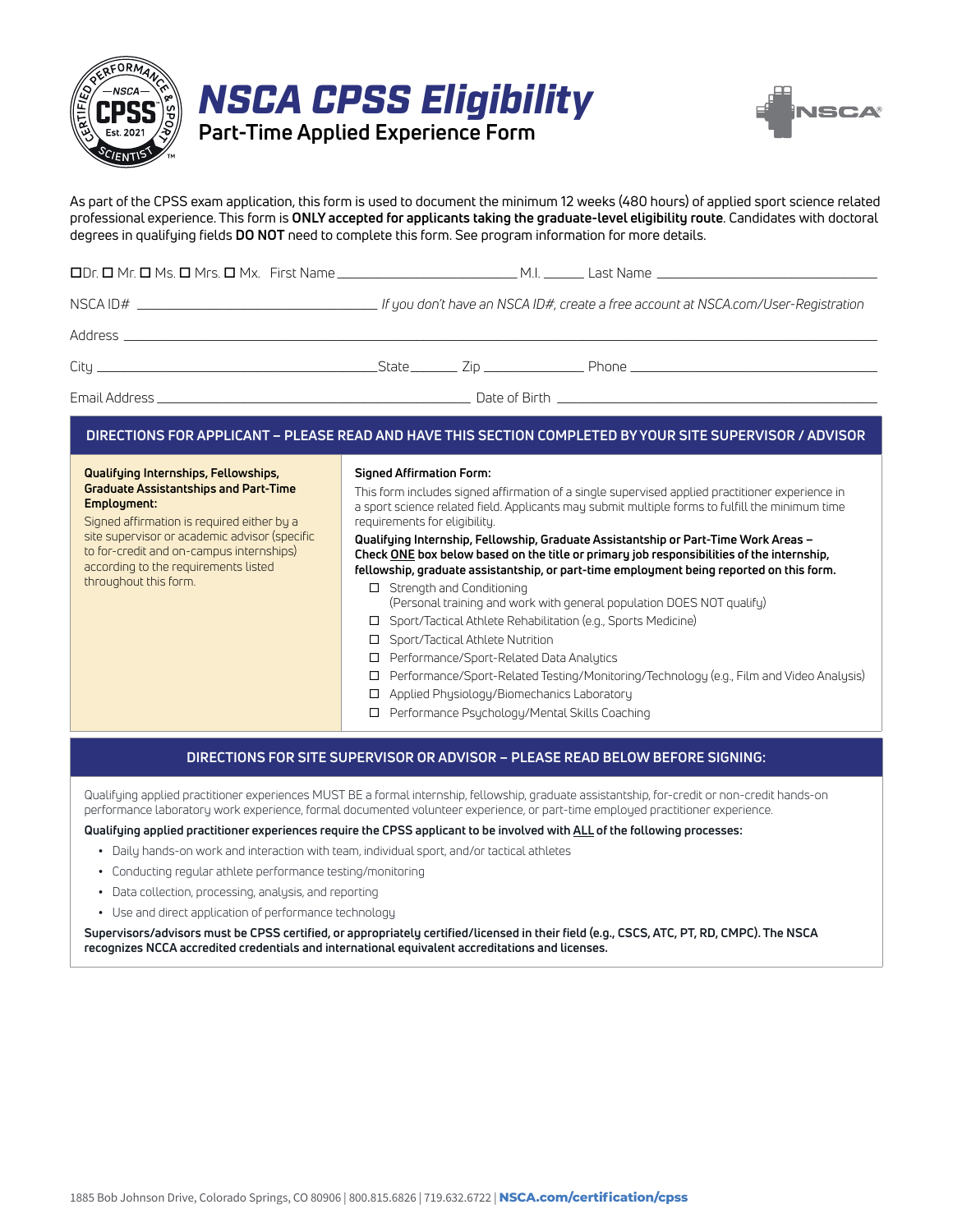# NSCA CPSS Eligibility

## Part-Time Applied Experience Form

As part of the CPSS exam application, this form is used to document the minimum 12 weeks (480 hours) of applied sport science related professional experience. This form is **ONLY accepted for applicants taking the graduate-level eligibility route**. Candidates with doctoral degrees in qualifying fields **DO NOT** need to complete this form. See program information for more details.

☐ Dr. ☐ Mr. ☐ Ms. ☐ Mrs. ☐ Mx. First Name ____________________ M.I. ______ Last Name ____________________

NSCA ID# ____________________ *If you don't have an NSCA ID#, create a free account at NSCA.com/User-Registration*

Address ________________________________________

City ____________________ State ______ Zip ____________ Phone ____________________

Email Address ____________________ Date of Birth ____________________

### DIRECTIONS FOR APPLICANT – PLEASE READ AND HAVE THIS SECTION COMPLETED BY YOUR SITE SUPERVISOR / ADVISOR

**Qualifying Internships, Fellowships, Graduate Assistantships and Part-Time Employment:**

Signed affirmation is required either by a site supervisor or academic advisor (specific to for-credit and on-campus internships) according to the requirements listed throughout this form.

**Signed Affirmation Form:**

This form includes signed affirmation of a single supervised applied practitioner experience in a sport science related field. Applicants may submit multiple forms to fulfill the minimum time requirements for eligibility.

**Qualifying Internship, Fellowship, Graduate Assistantship or Part-Time Work Areas – Check ONE box below based on the title or primary job responsibilities of the internship, fellowship, graduate assistantship, or part-time employment being reported on this form.**

- ☐ Strength and Conditioning
  (Personal training and work with general population DOES NOT qualify)
- ☐ Sport/Tactical Athlete Rehabilitation (e.g., Sports Medicine)
- ☐ Sport/Tactical Athlete Nutrition
- ☐ Performance/Sport-Related Data Analytics
- ☐ Performance/Sport-Related Testing/Monitoring/Technology (e.g., Film and Video Analysis)
- ☐ Applied Physiology/Biomechanics Laboratory
- ☐ Performance Psychology/Mental Skills Coaching

### DIRECTIONS FOR SITE SUPERVISOR OR ADVISOR – PLEASE READ BELOW BEFORE SIGNING:

Qualifying applied practitioner experiences MUST BE a formal internship, fellowship, graduate assistantship, for-credit or non-credit hands-on performance laboratory work experience, formal documented volunteer experience, or part-time employed practitioner experience.

**Qualifying applied practitioner experiences require the CPSS applicant to be involved with ALL of the following processes:**

- Daily hands-on work and interaction with team, individual sport, and/or tactical athletes
- Conducting regular athlete performance testing/monitoring
- Data collection, processing, analysis, and reporting
- Use and direct application of performance technology

**Supervisors/advisors must be CPSS certified, or appropriately certified/licensed in their field (e.g., CSCS, ATC, PT, RD, CMPC). The NSCA recognizes NCCA accredited credentials and international equivalent accreditations and licenses.**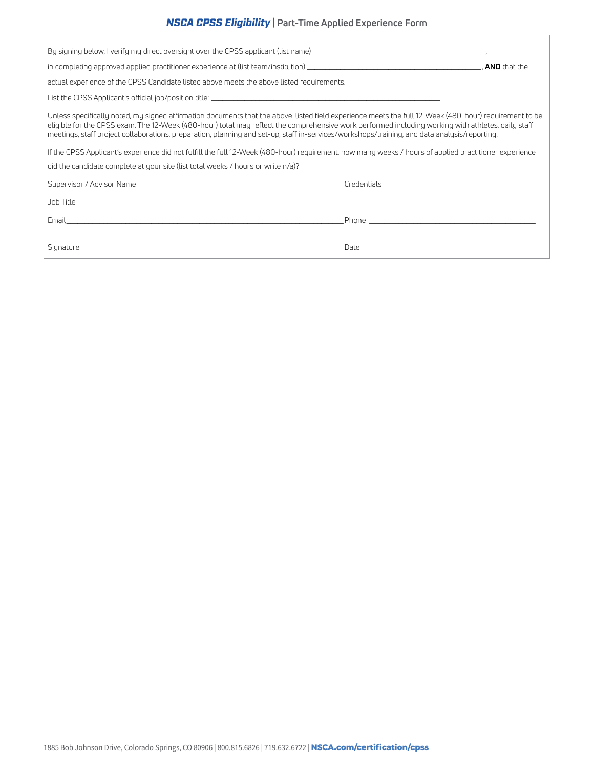## ***NSCA CPSS Eligibility*** | Part-Time Applied Experience Form

By signing below, I verify my direct oversight over the CPSS applicant (list name) ______________________________,

in completing approved applied practitioner experience at (list team/institution) ______________________________, **AND** that the

actual experience of the CPSS Candidate listed above meets the above listed requirements.

List the CPSS Applicant's official job/position title: ______________________________

Unless specifically noted, my signed affirmation documents that the above-listed field experience meets the full 12-Week (480-hour) requirement to be eligible for the CPSS exam. The 12-Week (480-hour) total may reflect the comprehensive work performed including working with athletes, daily staff meetings, staff project collaborations, preparation, planning and set-up, staff in-services/workshops/training, and data analysis/reporting.

If the CPSS Applicant's experience did not fulfill the full 12-Week (480-hour) requirement, how many weeks / hours of applied practitioner experience did the candidate complete at your site (list total weeks / hours or write n/a)? ______________________________

Supervisor / Advisor Name______________________________ Credentials ______________________________

Job Title ______________________________

Email______________________________ Phone ______________________________

Signature ______________________________ Date ______________________________

1885 Bob Johnson Drive, Colorado Springs, CO 80906 | 800.815.6826 | 719.632.6722 | **NSCA.com/certification/cpss**